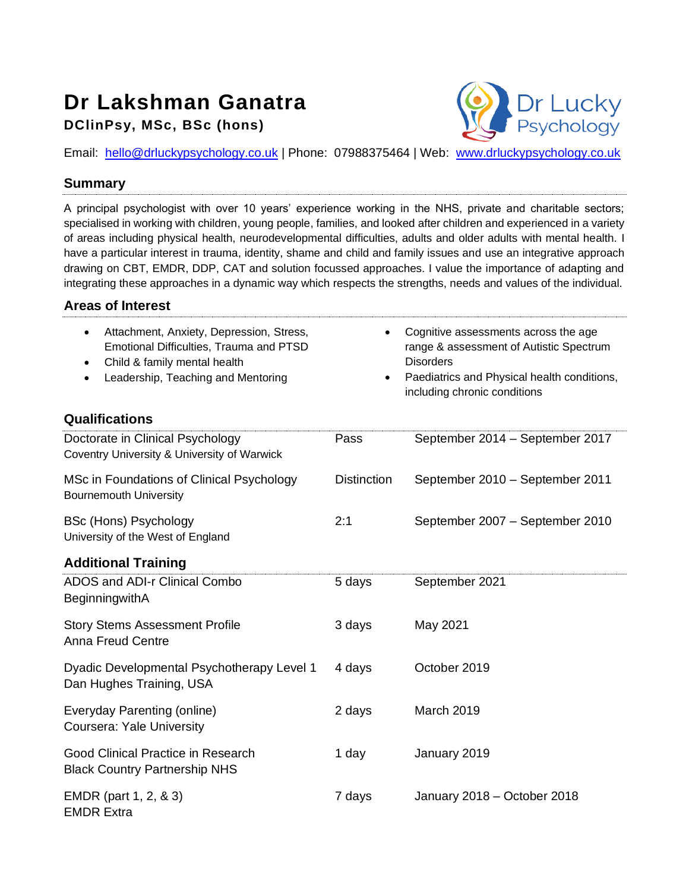# Dr Lakshman Ganatra

**DClinPsy, MSc, BSc (hons)**

Dr Lucky Psychology

Email: hello@drluckypsychology.co.uk | Phone: 07988375464 | Web: www.drluckypsychology.co.uk

## Summary

A principal psychologist with over 10 years' experience working in the NHS, private and charitable sectors; specialised in working with children, young people, families, and looked after children and experienced in a variety of areas including physical health, neurodevelopmental difficulties, adults and older adults with mental health. I have a particular interest in trauma, identity, shame and child and family issues and use an integrative approach drawing on CBT, EMDR, DDP, CAT and solution focussed approaches. I value the importance of adapting and integrating these approaches in a dynamic way which respects the strengths, needs and values of the individual.

## Areas of Interest

- Attachment, Anxiety, Depression, Stress, Emotional Difficulties, Trauma and PTSD
- Child & family mental health
- Leadership, Teaching and Mentoring
- Cognitive assessments across the age range & assessment of Autistic Spectrum Disorders
- Paediatrics and Physical health conditions, including chronic conditions

## Qualifications

| | | |
|---|---|---|
| Doctorate in Clinical Psychology<br>Coventry University & University of Warwick | Pass | September 2014 – September 2017 |
| MSc in Foundations of Clinical Psychology<br>Bournemouth University | Distinction | September 2010 – September 2011 |
| BSc (Hons) Psychology<br>University of the West of England | 2:1 | September 2007 – September 2010 |

## Additional Training

| | | |
|---|---|---|
| ADOS and ADI-r Clinical Combo<br>BeginningwithA | 5 days | September 2021 |
| Story Stems Assessment Profile<br>Anna Freud Centre | 3 days | May 2021 |
| Dyadic Developmental Psychotherapy Level 1<br>Dan Hughes Training, USA | 4 days | October 2019 |
| Everyday Parenting (online)<br>Coursera: Yale University | 2 days | March 2019 |
| Good Clinical Practice in Research<br>Black Country Partnership NHS | 1 day | January 2019 |
| EMDR (part 1, 2, & 3)<br>EMDR Extra | 7 days | January 2018 – October 2018 |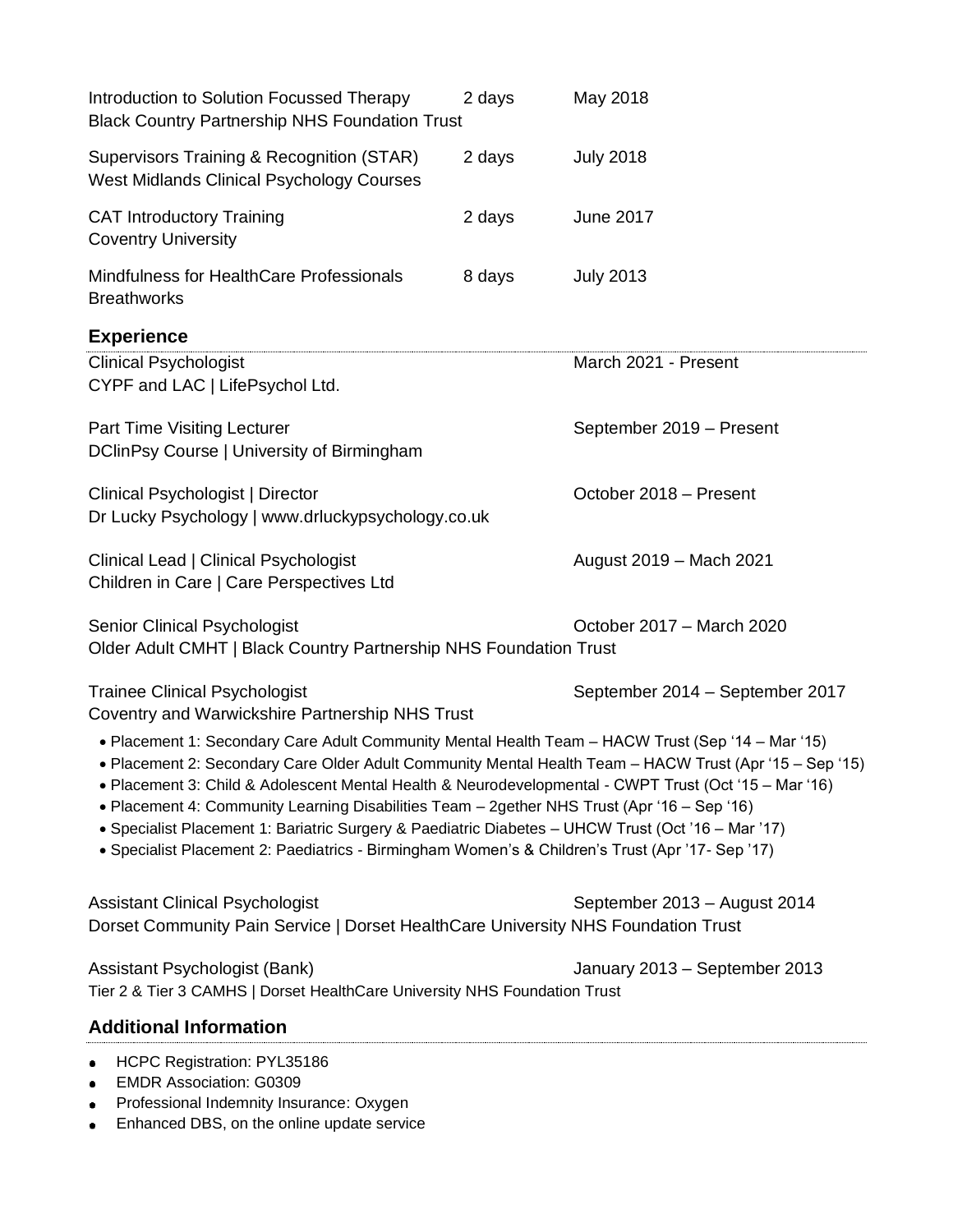Introduction to Solution Focussed Therapy | 2 days | May 2018
Black Country Partnership NHS Foundation Trust

Supervisors Training & Recognition (STAR) | 2 days | July 2018
West Midlands Clinical Psychology Courses

CAT Introductory Training | 2 days | June 2017
Coventry University

Mindfulness for HealthCare Professionals | 8 days | July 2013
Breathworks

## Experience

Clinical Psychologist — March 2021 - Present
CYPF and LAC | LifePsychol Ltd.

Part Time Visiting Lecturer — September 2019 – Present
DClinPsy Course | University of Birmingham

Clinical Psychologist | Director — October 2018 – Present
Dr Lucky Psychology | www.drluckypsychology.co.uk

Clinical Lead | Clinical Psychologist — August 2019 – Mach 2021
Children in Care | Care Perspectives Ltd

Senior Clinical Psychologist — October 2017 – March 2020
Older Adult CMHT | Black Country Partnership NHS Foundation Trust

Trainee Clinical Psychologist — September 2014 – September 2017
Coventry and Warwickshire Partnership NHS Trust

- Placement 1: Secondary Care Adult Community Mental Health Team – HACW Trust (Sep '14 – Mar '15)
- Placement 2: Secondary Care Older Adult Community Mental Health Team – HACW Trust (Apr '15 – Sep '15)
- Placement 3: Child & Adolescent Mental Health & Neurodevelopmental - CWPT Trust (Oct '15 – Mar '16)
- Placement 4: Community Learning Disabilities Team – 2gether NHS Trust (Apr '16 – Sep '16)
- Specialist Placement 1: Bariatric Surgery & Paediatric Diabetes – UHCW Trust (Oct '16 – Mar '17)
- Specialist Placement 2: Paediatrics - Birmingham Women's & Children's Trust (Apr '17- Sep '17)

Assistant Clinical Psychologist — September 2013 – August 2014
Dorset Community Pain Service | Dorset HealthCare University NHS Foundation Trust

Assistant Psychologist (Bank) — January 2013 – September 2013
Tier 2 & Tier 3 CAMHS | Dorset HealthCare University NHS Foundation Trust

## Additional Information

- HCPC Registration: PYL35186
- EMDR Association: G0309
- Professional Indemnity Insurance: Oxygen
- Enhanced DBS, on the online update service